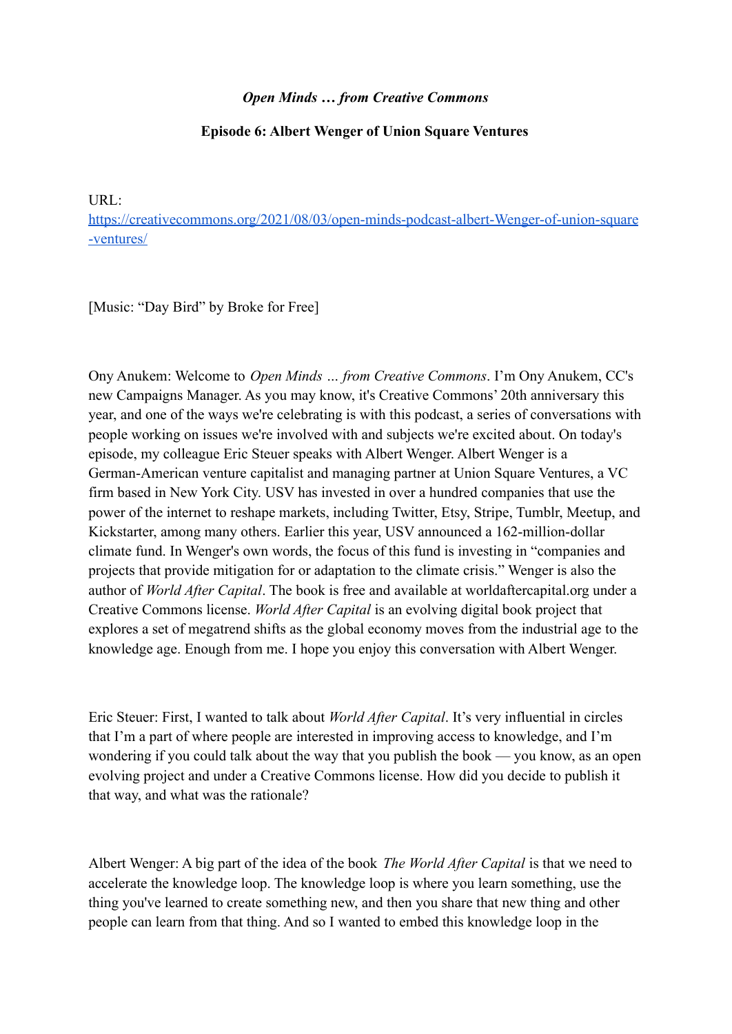***Open Minds … from Creative Commons***

**Episode 6: Albert Wenger of Union Square Ventures**

URL:
[https://creativecommons.org/2021/08/03/open-minds-podcast-albert-Wenger-of-union-square-ventures/](https://creativecommons.org/2021/08/03/open-minds-podcast-albert-Wenger-of-union-square-ventures/)

[Music: "Day Bird" by Broke for Free]

Ony Anukem: Welcome to *Open Minds … from Creative Commons*. I'm Ony Anukem, CC's new Campaigns Manager. As you may know, it's Creative Commons' 20th anniversary this year, and one of the ways we're celebrating is with this podcast, a series of conversations with people working on issues we're involved with and subjects we're excited about. On today's episode, my colleague Eric Steuer speaks with Albert Wenger. Albert Wenger is a German-American venture capitalist and managing partner at Union Square Ventures, a VC firm based in New York City. USV has invested in over a hundred companies that use the power of the internet to reshape markets, including Twitter, Etsy, Stripe, Tumblr, Meetup, and Kickstarter, among many others. Earlier this year, USV announced a 162-million-dollar climate fund. In Wenger's own words, the focus of this fund is investing in "companies and projects that provide mitigation for or adaptation to the climate crisis." Wenger is also the author of *World After Capital*. The book is free and available at worldaftercapital.org under a Creative Commons license. *World After Capital* is an evolving digital book project that explores a set of megatrend shifts as the global economy moves from the industrial age to the knowledge age. Enough from me. I hope you enjoy this conversation with Albert Wenger.

Eric Steuer: First, I wanted to talk about *World After Capital*. It's very influential in circles that I'm a part of where people are interested in improving access to knowledge, and I'm wondering if you could talk about the way that you publish the book — you know, as an open evolving project and under a Creative Commons license. How did you decide to publish it that way, and what was the rationale?

Albert Wenger: A big part of the idea of the book *The World After Capital* is that we need to accelerate the knowledge loop. The knowledge loop is where you learn something, use the thing you've learned to create something new, and then you share that new thing and other people can learn from that thing. And so I wanted to embed this knowledge loop in the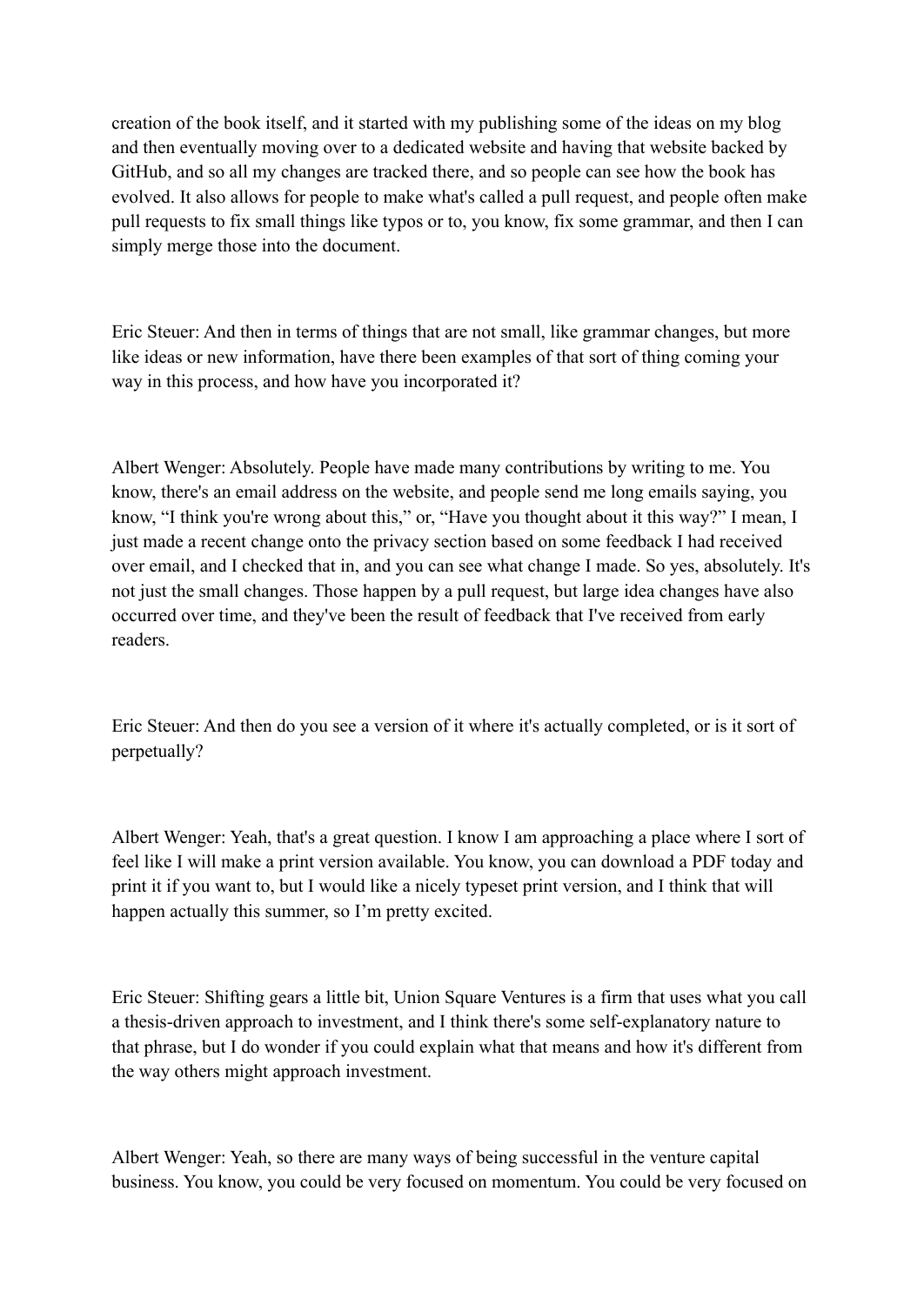creation of the book itself, and it started with my publishing some of the ideas on my blog and then eventually moving over to a dedicated website and having that website backed by GitHub, and so all my changes are tracked there, and so people can see how the book has evolved. It also allows for people to make what's called a pull request, and people often make pull requests to fix small things like typos or to, you know, fix some grammar, and then I can simply merge those into the document.

Eric Steuer: And then in terms of things that are not small, like grammar changes, but more like ideas or new information, have there been examples of that sort of thing coming your way in this process, and how have you incorporated it?

Albert Wenger: Absolutely. People have made many contributions by writing to me. You know, there's an email address on the website, and people send me long emails saying, you know, "I think you're wrong about this," or, "Have you thought about it this way?" I mean, I just made a recent change onto the privacy section based on some feedback I had received over email, and I checked that in, and you can see what change I made. So yes, absolutely. It's not just the small changes. Those happen by a pull request, but large idea changes have also occurred over time, and they've been the result of feedback that I've received from early readers.

Eric Steuer: And then do you see a version of it where it's actually completed, or is it sort of perpetually?

Albert Wenger: Yeah, that's a great question. I know I am approaching a place where I sort of feel like I will make a print version available. You know, you can download a PDF today and print it if you want to, but I would like a nicely typeset print version, and I think that will happen actually this summer, so I'm pretty excited.

Eric Steuer: Shifting gears a little bit, Union Square Ventures is a firm that uses what you call a thesis-driven approach to investment, and I think there's some self-explanatory nature to that phrase, but I do wonder if you could explain what that means and how it's different from the way others might approach investment.

Albert Wenger: Yeah, so there are many ways of being successful in the venture capital business. You know, you could be very focused on momentum. You could be very focused on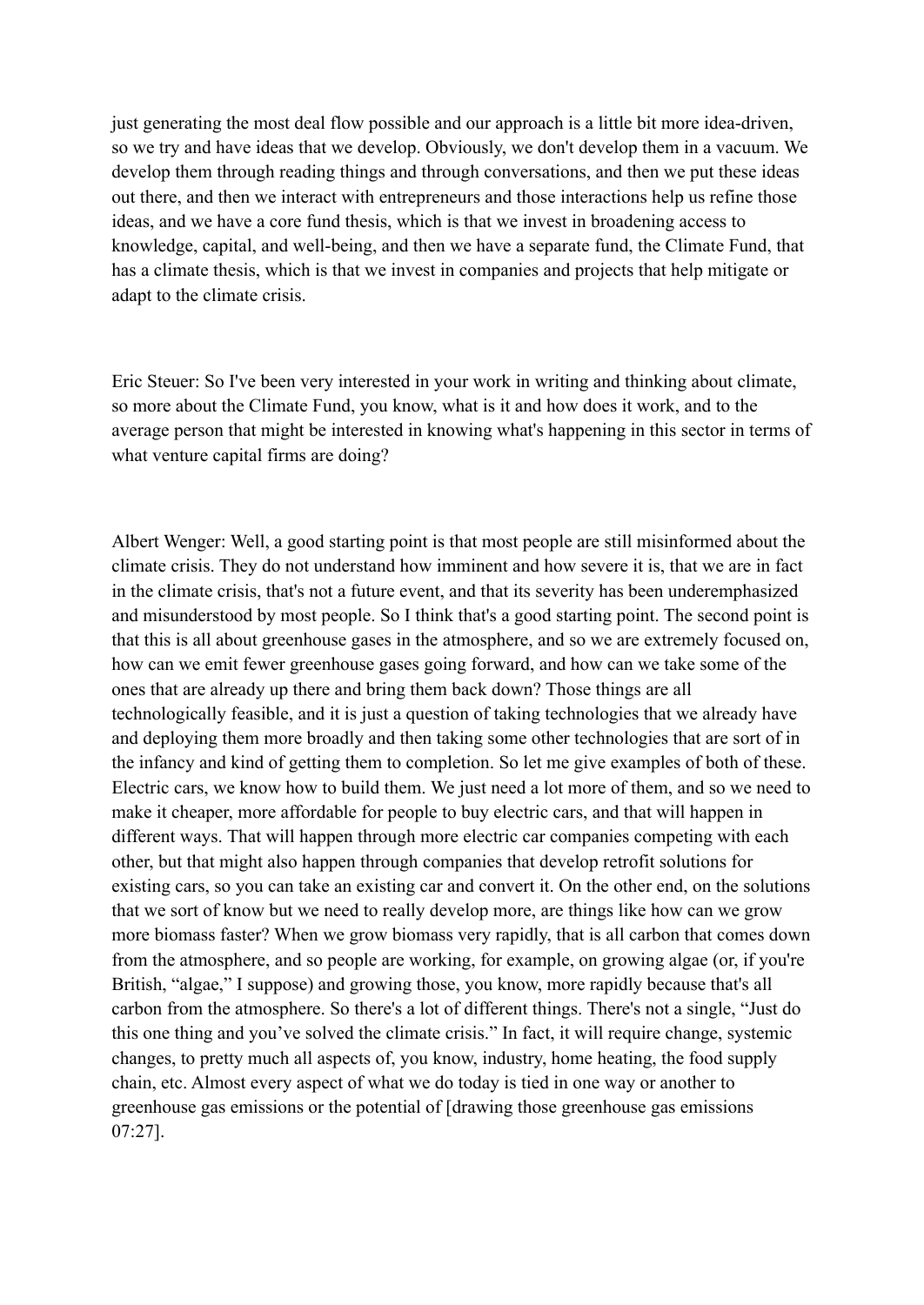just generating the most deal flow possible and our approach is a little bit more idea-driven, so we try and have ideas that we develop. Obviously, we don't develop them in a vacuum. We develop them through reading things and through conversations, and then we put these ideas out there, and then we interact with entrepreneurs and those interactions help us refine those ideas, and we have a core fund thesis, which is that we invest in broadening access to knowledge, capital, and well-being, and then we have a separate fund, the Climate Fund, that has a climate thesis, which is that we invest in companies and projects that help mitigate or adapt to the climate crisis.

Eric Steuer: So I've been very interested in your work in writing and thinking about climate, so more about the Climate Fund, you know, what is it and how does it work, and to the average person that might be interested in knowing what's happening in this sector in terms of what venture capital firms are doing?

Albert Wenger: Well, a good starting point is that most people are still misinformed about the climate crisis. They do not understand how imminent and how severe it is, that we are in fact in the climate crisis, that's not a future event, and that its severity has been underemphasized and misunderstood by most people. So I think that's a good starting point. The second point is that this is all about greenhouse gases in the atmosphere, and so we are extremely focused on, how can we emit fewer greenhouse gases going forward, and how can we take some of the ones that are already up there and bring them back down? Those things are all technologically feasible, and it is just a question of taking technologies that we already have and deploying them more broadly and then taking some other technologies that are sort of in the infancy and kind of getting them to completion. So let me give examples of both of these. Electric cars, we know how to build them. We just need a lot more of them, and so we need to make it cheaper, more affordable for people to buy electric cars, and that will happen in different ways. That will happen through more electric car companies competing with each other, but that might also happen through companies that develop retrofit solutions for existing cars, so you can take an existing car and convert it. On the other end, on the solutions that we sort of know but we need to really develop more, are things like how can we grow more biomass faster? When we grow biomass very rapidly, that is all carbon that comes down from the atmosphere, and so people are working, for example, on growing algae (or, if you're British, "algae," I suppose) and growing those, you know, more rapidly because that's all carbon from the atmosphere. So there's a lot of different things. There's not a single, "Just do this one thing and you've solved the climate crisis." In fact, it will require change, systemic changes, to pretty much all aspects of, you know, industry, home heating, the food supply chain, etc. Almost every aspect of what we do today is tied in one way or another to greenhouse gas emissions or the potential of [drawing those greenhouse gas emissions 07:27].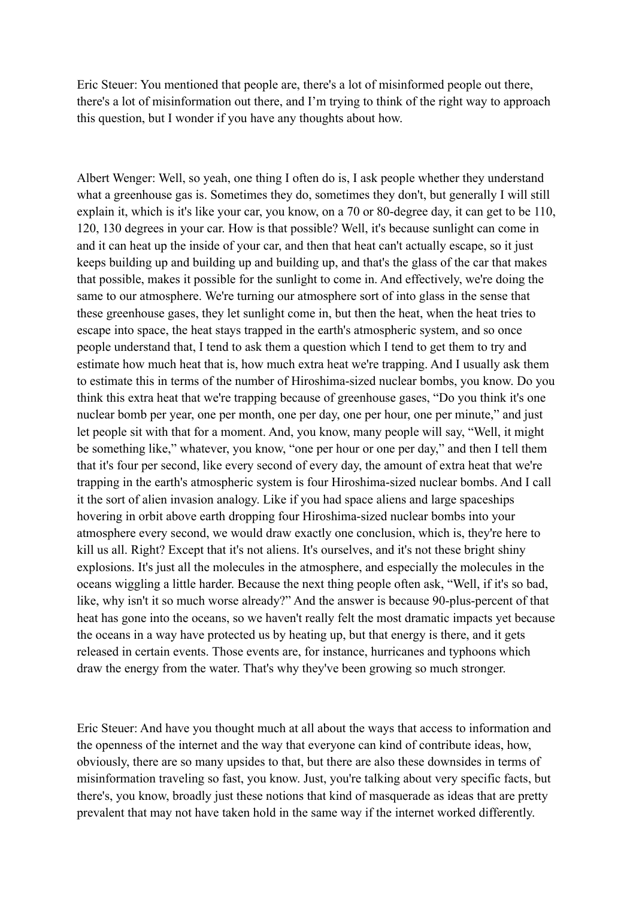Eric Steuer: You mentioned that people are, there's a lot of misinformed people out there, there's a lot of misinformation out there, and I'm trying to think of the right way to approach this question, but I wonder if you have any thoughts about how.

Albert Wenger: Well, so yeah, one thing I often do is, I ask people whether they understand what a greenhouse gas is. Sometimes they do, sometimes they don't, but generally I will still explain it, which is it's like your car, you know, on a 70 or 80-degree day, it can get to be 110, 120, 130 degrees in your car. How is that possible? Well, it's because sunlight can come in and it can heat up the inside of your car, and then that heat can't actually escape, so it just keeps building up and building up and building up, and that's the glass of the car that makes that possible, makes it possible for the sunlight to come in. And effectively, we're doing the same to our atmosphere. We're turning our atmosphere sort of into glass in the sense that these greenhouse gases, they let sunlight come in, but then the heat, when the heat tries to escape into space, the heat stays trapped in the earth's atmospheric system, and so once people understand that, I tend to ask them a question which I tend to get them to try and estimate how much heat that is, how much extra heat we're trapping. And I usually ask them to estimate this in terms of the number of Hiroshima-sized nuclear bombs, you know. Do you think this extra heat that we're trapping because of greenhouse gases, "Do you think it's one nuclear bomb per year, one per month, one per day, one per hour, one per minute," and just let people sit with that for a moment. And, you know, many people will say, "Well, it might be something like," whatever, you know, "one per hour or one per day," and then I tell them that it's four per second, like every second of every day, the amount of extra heat that we're trapping in the earth's atmospheric system is four Hiroshima-sized nuclear bombs. And I call it the sort of alien invasion analogy. Like if you had space aliens and large spaceships hovering in orbit above earth dropping four Hiroshima-sized nuclear bombs into your atmosphere every second, we would draw exactly one conclusion, which is, they're here to kill us all. Right? Except that it's not aliens. It's ourselves, and it's not these bright shiny explosions. It's just all the molecules in the atmosphere, and especially the molecules in the oceans wiggling a little harder. Because the next thing people often ask, "Well, if it's so bad, like, why isn't it so much worse already?" And the answer is because 90-plus-percent of that heat has gone into the oceans, so we haven't really felt the most dramatic impacts yet because the oceans in a way have protected us by heating up, but that energy is there, and it gets released in certain events. Those events are, for instance, hurricanes and typhoons which draw the energy from the water. That's why they've been growing so much stronger.

Eric Steuer: And have you thought much at all about the ways that access to information and the openness of the internet and the way that everyone can kind of contribute ideas, how, obviously, there are so many upsides to that, but there are also these downsides in terms of misinformation traveling so fast, you know. Just, you're talking about very specific facts, but there's, you know, broadly just these notions that kind of masquerade as ideas that are pretty prevalent that may not have taken hold in the same way if the internet worked differently.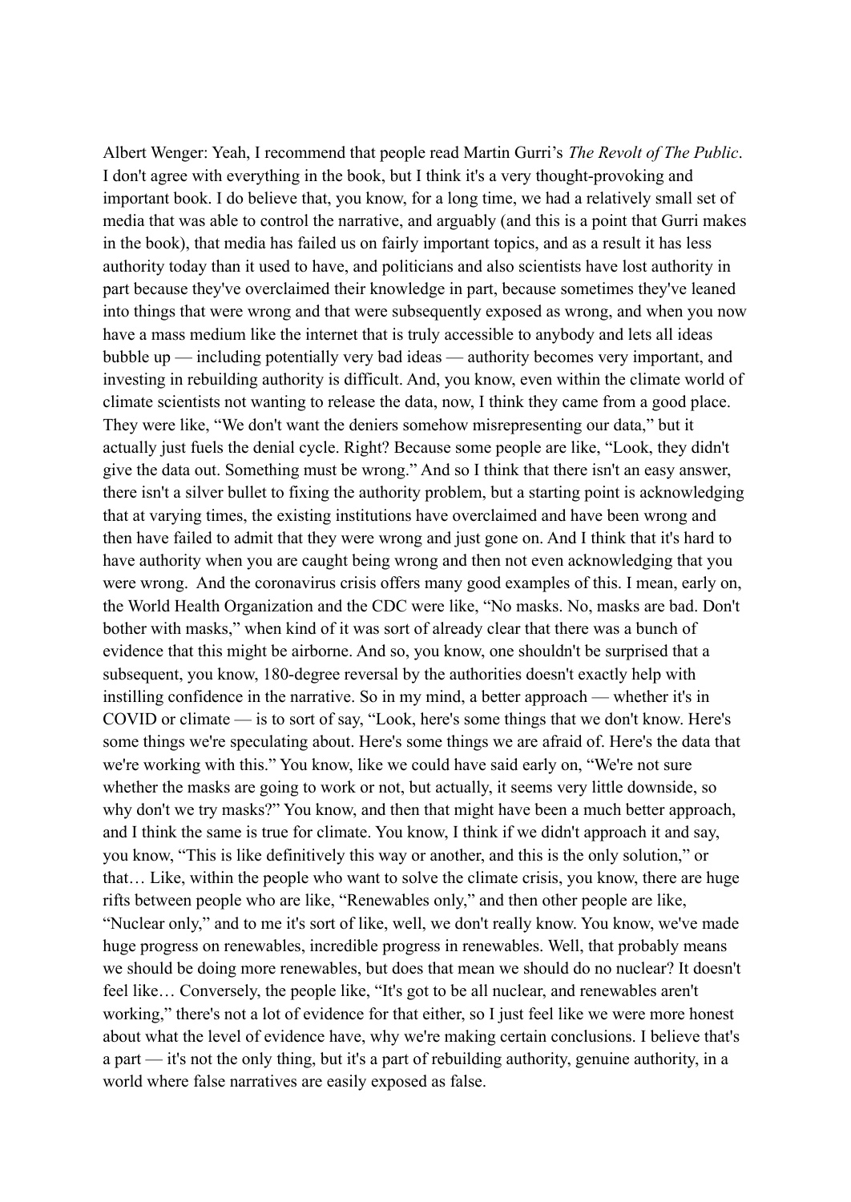Albert Wenger: Yeah, I recommend that people read Martin Gurri's *The Revolt of The Public*. I don't agree with everything in the book, but I think it's a very thought-provoking and important book. I do believe that, you know, for a long time, we had a relatively small set of media that was able to control the narrative, and arguably (and this is a point that Gurri makes in the book), that media has failed us on fairly important topics, and as a result it has less authority today than it used to have, and politicians and also scientists have lost authority in part because they've overclaimed their knowledge in part, because sometimes they've leaned into things that were wrong and that were subsequently exposed as wrong, and when you now have a mass medium like the internet that is truly accessible to anybody and lets all ideas bubble up — including potentially very bad ideas — authority becomes very important, and investing in rebuilding authority is difficult. And, you know, even within the climate world of climate scientists not wanting to release the data, now, I think they came from a good place. They were like, "We don't want the deniers somehow misrepresenting our data," but it actually just fuels the denial cycle. Right? Because some people are like, "Look, they didn't give the data out. Something must be wrong." And so I think that there isn't an easy answer, there isn't a silver bullet to fixing the authority problem, but a starting point is acknowledging that at varying times, the existing institutions have overclaimed and have been wrong and then have failed to admit that they were wrong and just gone on. And I think that it's hard to have authority when you are caught being wrong and then not even acknowledging that you were wrong. And the coronavirus crisis offers many good examples of this. I mean, early on, the World Health Organization and the CDC were like, "No masks. No, masks are bad. Don't bother with masks," when kind of it was sort of already clear that there was a bunch of evidence that this might be airborne. And so, you know, one shouldn't be surprised that a subsequent, you know, 180-degree reversal by the authorities doesn't exactly help with instilling confidence in the narrative. So in my mind, a better approach — whether it's in COVID or climate — is to sort of say, "Look, here's some things that we don't know. Here's some things we're speculating about. Here's some things we are afraid of. Here's the data that we're working with this." You know, like we could have said early on, "We're not sure whether the masks are going to work or not, but actually, it seems very little downside, so why don't we try masks?" You know, and then that might have been a much better approach, and I think the same is true for climate. You know, I think if we didn't approach it and say, you know, "This is like definitively this way or another, and this is the only solution," or that… Like, within the people who want to solve the climate crisis, you know, there are huge rifts between people who are like, "Renewables only," and then other people are like, "Nuclear only," and to me it's sort of like, well, we don't really know. You know, we've made huge progress on renewables, incredible progress in renewables. Well, that probably means we should be doing more renewables, but does that mean we should do no nuclear? It doesn't feel like… Conversely, the people like, "It's got to be all nuclear, and renewables aren't working," there's not a lot of evidence for that either, so I just feel like we were more honest about what the level of evidence have, why we're making certain conclusions. I believe that's a part — it's not the only thing, but it's a part of rebuilding authority, genuine authority, in a world where false narratives are easily exposed as false.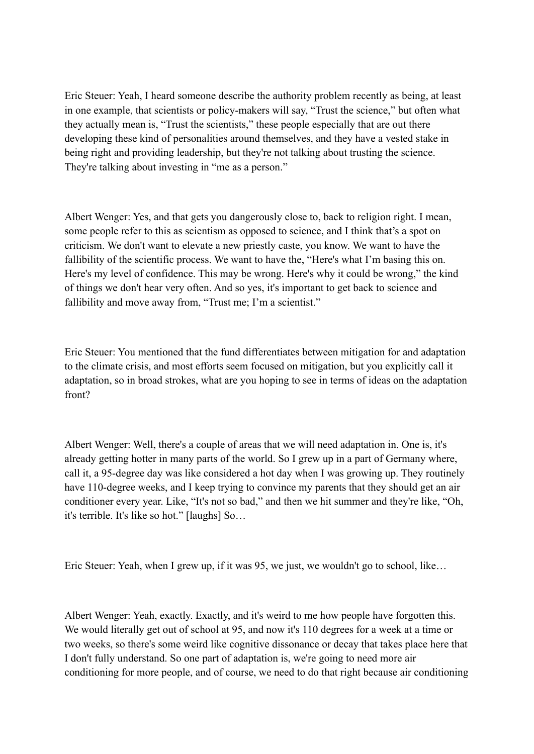Eric Steuer: Yeah, I heard someone describe the authority problem recently as being, at least in one example, that scientists or policy-makers will say, "Trust the science," but often what they actually mean is, "Trust the scientists," these people especially that are out there developing these kind of personalities around themselves, and they have a vested stake in being right and providing leadership, but they're not talking about trusting the science. They're talking about investing in "me as a person."

Albert Wenger: Yes, and that gets you dangerously close to, back to religion right. I mean, some people refer to this as scientism as opposed to science, and I think that's a spot on criticism. We don't want to elevate a new priestly caste, you know. We want to have the fallibility of the scientific process. We want to have the, "Here's what I'm basing this on. Here's my level of confidence. This may be wrong. Here's why it could be wrong," the kind of things we don't hear very often. And so yes, it's important to get back to science and fallibility and move away from, "Trust me; I'm a scientist."

Eric Steuer: You mentioned that the fund differentiates between mitigation for and adaptation to the climate crisis, and most efforts seem focused on mitigation, but you explicitly call it adaptation, so in broad strokes, what are you hoping to see in terms of ideas on the adaptation front?

Albert Wenger: Well, there's a couple of areas that we will need adaptation in. One is, it's already getting hotter in many parts of the world. So I grew up in a part of Germany where, call it, a 95-degree day was like considered a hot day when I was growing up. They routinely have 110-degree weeks, and I keep trying to convince my parents that they should get an air conditioner every year. Like, "It's not so bad," and then we hit summer and they're like, "Oh, it's terrible. It's like so hot." [laughs] So…

Eric Steuer: Yeah, when I grew up, if it was 95, we just, we wouldn't go to school, like…

Albert Wenger: Yeah, exactly. Exactly, and it's weird to me how people have forgotten this. We would literally get out of school at 95, and now it's 110 degrees for a week at a time or two weeks, so there's some weird like cognitive dissonance or decay that takes place here that I don't fully understand. So one part of adaptation is, we're going to need more air conditioning for more people, and of course, we need to do that right because air conditioning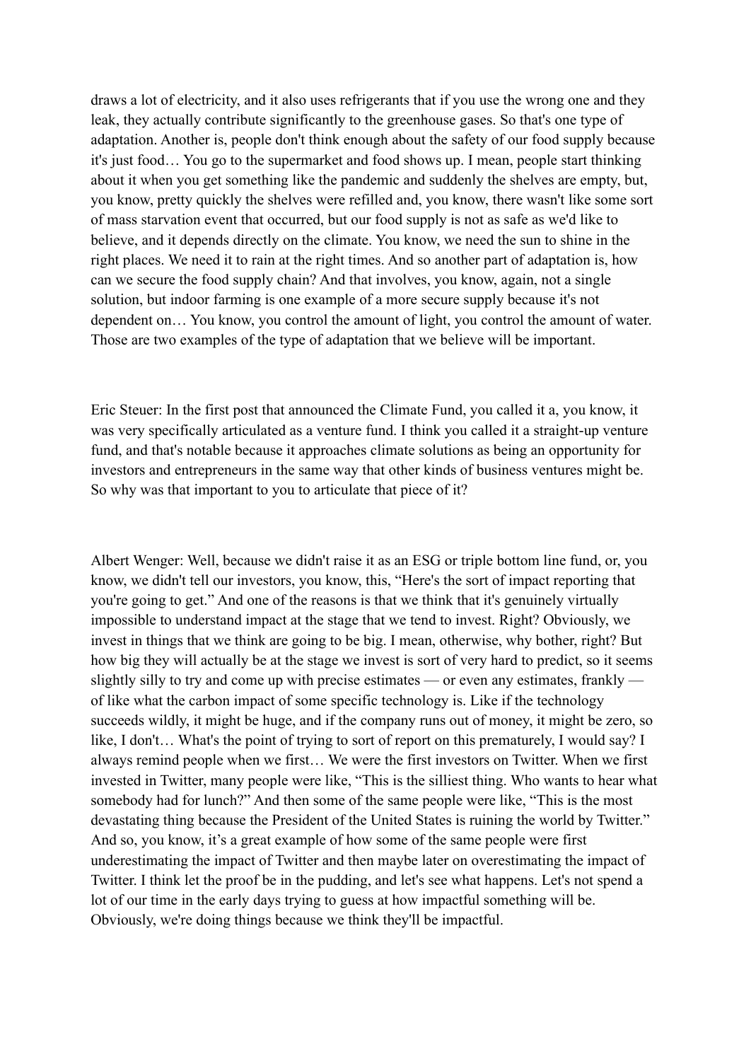draws a lot of electricity, and it also uses refrigerants that if you use the wrong one and they leak, they actually contribute significantly to the greenhouse gases. So that's one type of adaptation. Another is, people don't think enough about the safety of our food supply because it's just food… You go to the supermarket and food shows up. I mean, people start thinking about it when you get something like the pandemic and suddenly the shelves are empty, but, you know, pretty quickly the shelves were refilled and, you know, there wasn't like some sort of mass starvation event that occurred, but our food supply is not as safe as we'd like to believe, and it depends directly on the climate. You know, we need the sun to shine in the right places. We need it to rain at the right times. And so another part of adaptation is, how can we secure the food supply chain? And that involves, you know, again, not a single solution, but indoor farming is one example of a more secure supply because it's not dependent on… You know, you control the amount of light, you control the amount of water. Those are two examples of the type of adaptation that we believe will be important.

Eric Steuer: In the first post that announced the Climate Fund, you called it a, you know, it was very specifically articulated as a venture fund. I think you called it a straight-up venture fund, and that's notable because it approaches climate solutions as being an opportunity for investors and entrepreneurs in the same way that other kinds of business ventures might be. So why was that important to you to articulate that piece of it?

Albert Wenger: Well, because we didn't raise it as an ESG or triple bottom line fund, or, you know, we didn't tell our investors, you know, this, "Here's the sort of impact reporting that you're going to get." And one of the reasons is that we think that it's genuinely virtually impossible to understand impact at the stage that we tend to invest. Right? Obviously, we invest in things that we think are going to be big. I mean, otherwise, why bother, right? But how big they will actually be at the stage we invest is sort of very hard to predict, so it seems slightly silly to try and come up with precise estimates — or even any estimates, frankly — of like what the carbon impact of some specific technology is. Like if the technology succeeds wildly, it might be huge, and if the company runs out of money, it might be zero, so like, I don't… What's the point of trying to sort of report on this prematurely, I would say? I always remind people when we first… We were the first investors on Twitter. When we first invested in Twitter, many people were like, "This is the silliest thing. Who wants to hear what somebody had for lunch?" And then some of the same people were like, "This is the most devastating thing because the President of the United States is ruining the world by Twitter." And so, you know, it's a great example of how some of the same people were first underestimating the impact of Twitter and then maybe later on overestimating the impact of Twitter. I think let the proof be in the pudding, and let's see what happens. Let's not spend a lot of our time in the early days trying to guess at how impactful something will be. Obviously, we're doing things because we think they'll be impactful.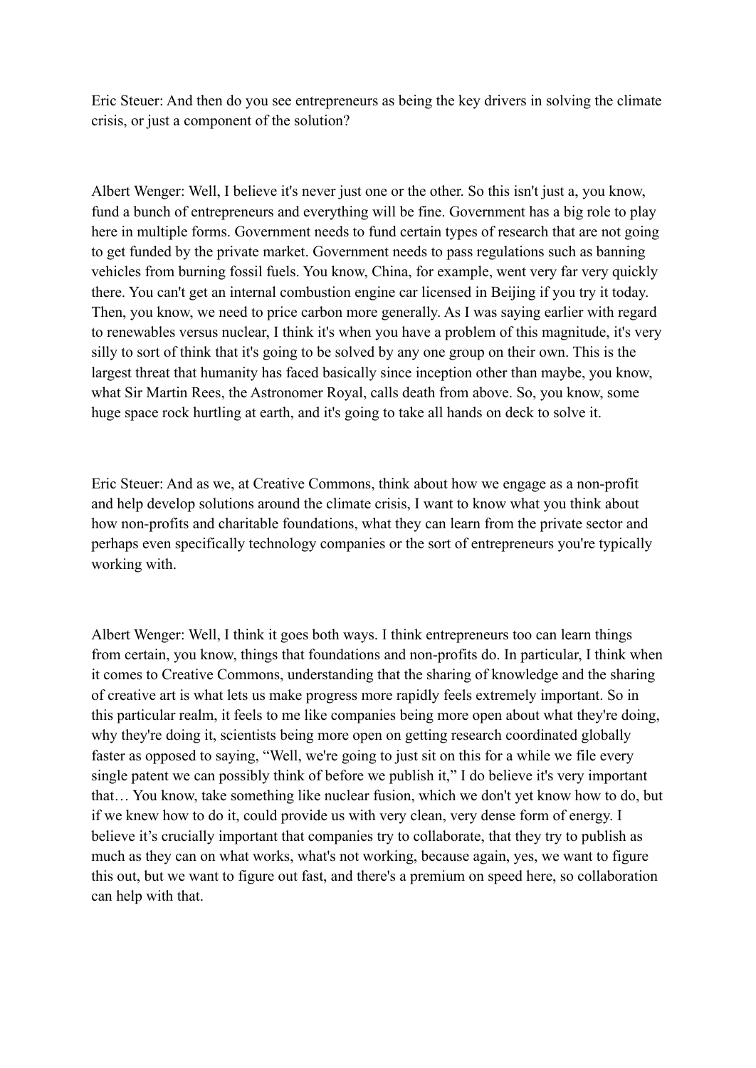Eric Steuer: And then do you see entrepreneurs as being the key drivers in solving the climate crisis, or just a component of the solution?

Albert Wenger: Well, I believe it's never just one or the other. So this isn't just a, you know, fund a bunch of entrepreneurs and everything will be fine. Government has a big role to play here in multiple forms. Government needs to fund certain types of research that are not going to get funded by the private market. Government needs to pass regulations such as banning vehicles from burning fossil fuels. You know, China, for example, went very far very quickly there. You can't get an internal combustion engine car licensed in Beijing if you try it today. Then, you know, we need to price carbon more generally. As I was saying earlier with regard to renewables versus nuclear, I think it's when you have a problem of this magnitude, it's very silly to sort of think that it's going to be solved by any one group on their own. This is the largest threat that humanity has faced basically since inception other than maybe, you know, what Sir Martin Rees, the Astronomer Royal, calls death from above. So, you know, some huge space rock hurtling at earth, and it's going to take all hands on deck to solve it.

Eric Steuer: And as we, at Creative Commons, think about how we engage as a non-profit and help develop solutions around the climate crisis, I want to know what you think about how non-profits and charitable foundations, what they can learn from the private sector and perhaps even specifically technology companies or the sort of entrepreneurs you're typically working with.

Albert Wenger: Well, I think it goes both ways. I think entrepreneurs too can learn things from certain, you know, things that foundations and non-profits do. In particular, I think when it comes to Creative Commons, understanding that the sharing of knowledge and the sharing of creative art is what lets us make progress more rapidly feels extremely important. So in this particular realm, it feels to me like companies being more open about what they're doing, why they're doing it, scientists being more open on getting research coordinated globally faster as opposed to saying, "Well, we're going to just sit on this for a while we file every single patent we can possibly think of before we publish it," I do believe it's very important that… You know, take something like nuclear fusion, which we don't yet know how to do, but if we knew how to do it, could provide us with very clean, very dense form of energy. I believe it's crucially important that companies try to collaborate, that they try to publish as much as they can on what works, what's not working, because again, yes, we want to figure this out, but we want to figure out fast, and there's a premium on speed here, so collaboration can help with that.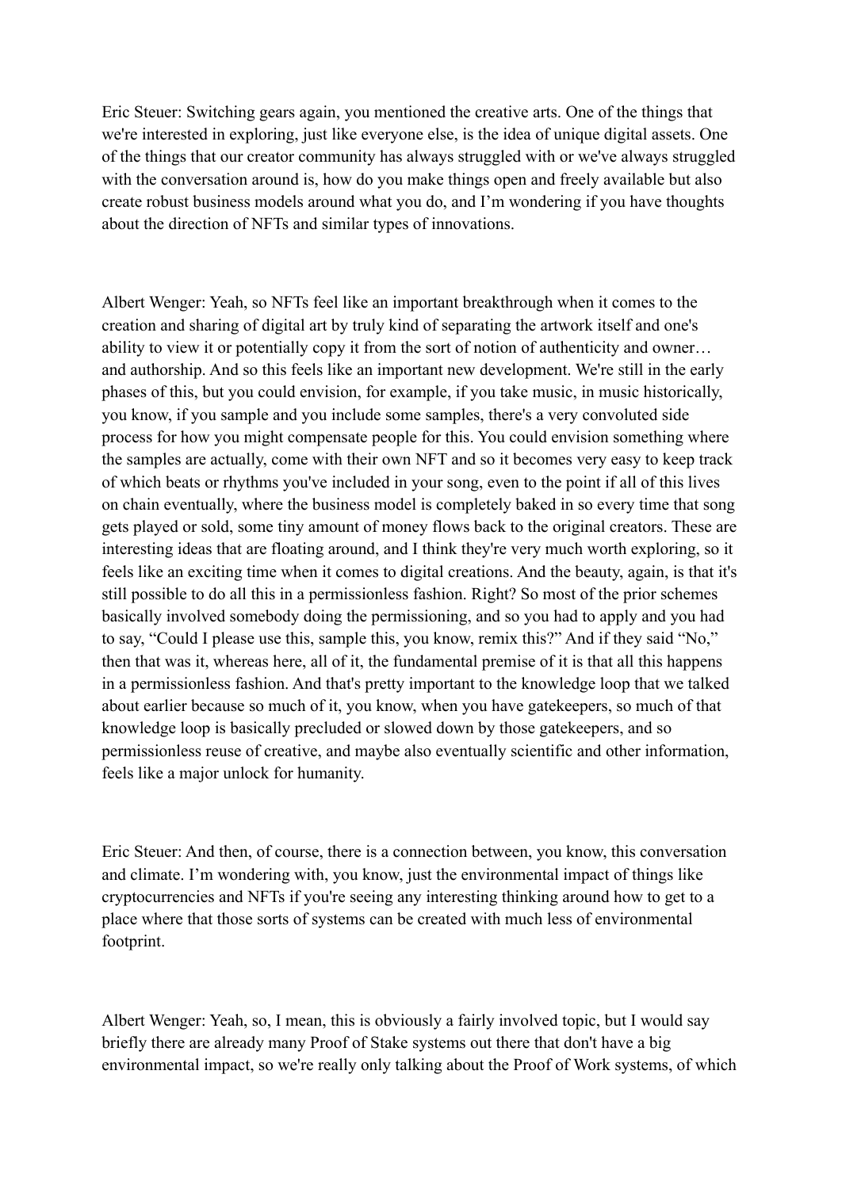Eric Steuer: Switching gears again, you mentioned the creative arts. One of the things that we're interested in exploring, just like everyone else, is the idea of unique digital assets. One of the things that our creator community has always struggled with or we've always struggled with the conversation around is, how do you make things open and freely available but also create robust business models around what you do, and I'm wondering if you have thoughts about the direction of NFTs and similar types of innovations.

Albert Wenger: Yeah, so NFTs feel like an important breakthrough when it comes to the creation and sharing of digital art by truly kind of separating the artwork itself and one's ability to view it or potentially copy it from the sort of notion of authenticity and owner… and authorship. And so this feels like an important new development. We're still in the early phases of this, but you could envision, for example, if you take music, in music historically, you know, if you sample and you include some samples, there's a very convoluted side process for how you might compensate people for this. You could envision something where the samples are actually, come with their own NFT and so it becomes very easy to keep track of which beats or rhythms you've included in your song, even to the point if all of this lives on chain eventually, where the business model is completely baked in so every time that song gets played or sold, some tiny amount of money flows back to the original creators. These are interesting ideas that are floating around, and I think they're very much worth exploring, so it feels like an exciting time when it comes to digital creations. And the beauty, again, is that it's still possible to do all this in a permissionless fashion. Right? So most of the prior schemes basically involved somebody doing the permissioning, and so you had to apply and you had to say, "Could I please use this, sample this, you know, remix this?" And if they said "No," then that was it, whereas here, all of it, the fundamental premise of it is that all this happens in a permissionless fashion. And that's pretty important to the knowledge loop that we talked about earlier because so much of it, you know, when you have gatekeepers, so much of that knowledge loop is basically precluded or slowed down by those gatekeepers, and so permissionless reuse of creative, and maybe also eventually scientific and other information, feels like a major unlock for humanity.

Eric Steuer: And then, of course, there is a connection between, you know, this conversation and climate. I'm wondering with, you know, just the environmental impact of things like cryptocurrencies and NFTs if you're seeing any interesting thinking around how to get to a place where that those sorts of systems can be created with much less of environmental footprint.

Albert Wenger: Yeah, so, I mean, this is obviously a fairly involved topic, but I would say briefly there are already many Proof of Stake systems out there that don't have a big environmental impact, so we're really only talking about the Proof of Work systems, of which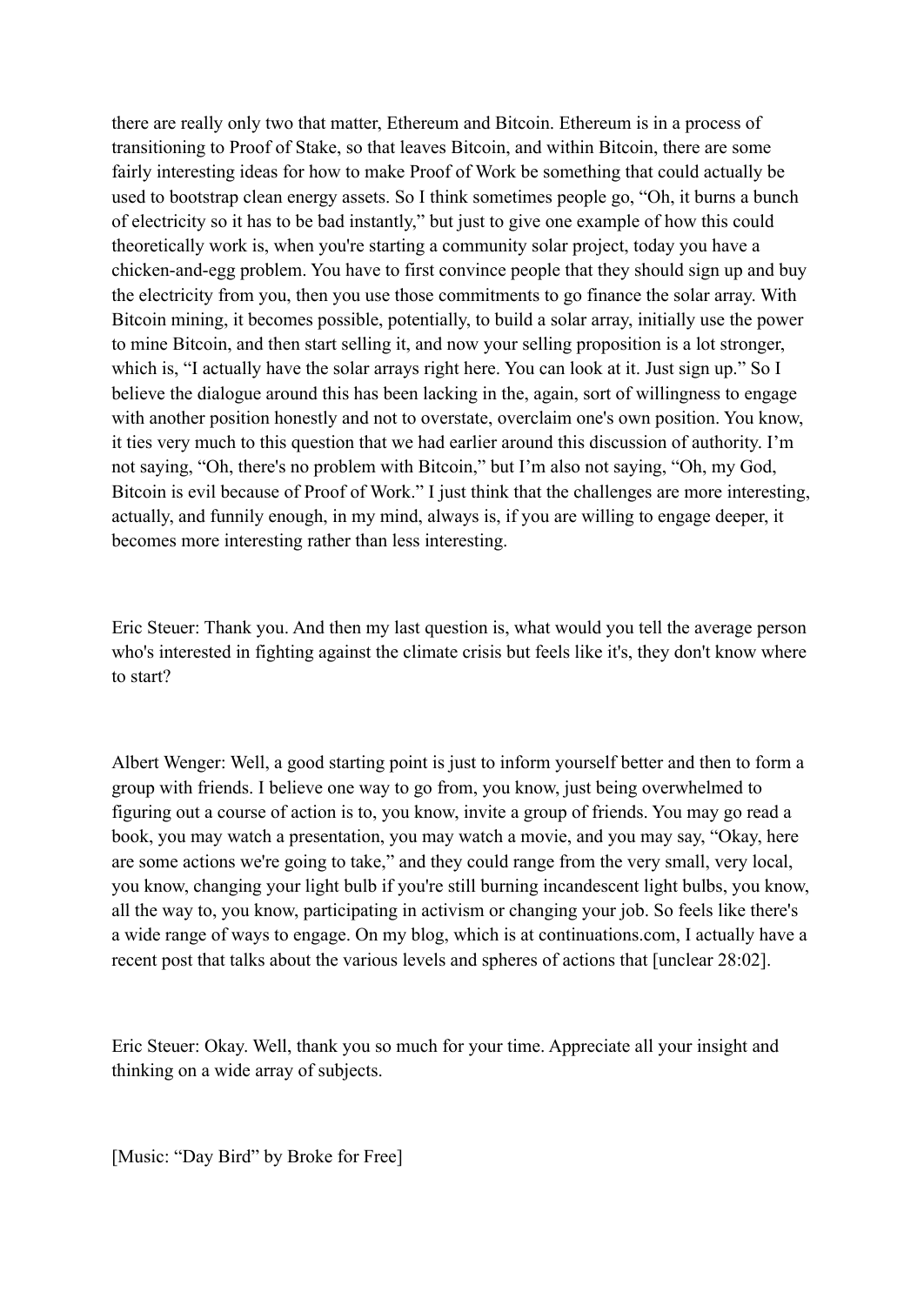there are really only two that matter, Ethereum and Bitcoin. Ethereum is in a process of transitioning to Proof of Stake, so that leaves Bitcoin, and within Bitcoin, there are some fairly interesting ideas for how to make Proof of Work be something that could actually be used to bootstrap clean energy assets. So I think sometimes people go, "Oh, it burns a bunch of electricity so it has to be bad instantly," but just to give one example of how this could theoretically work is, when you're starting a community solar project, today you have a chicken-and-egg problem. You have to first convince people that they should sign up and buy the electricity from you, then you use those commitments to go finance the solar array. With Bitcoin mining, it becomes possible, potentially, to build a solar array, initially use the power to mine Bitcoin, and then start selling it, and now your selling proposition is a lot stronger, which is, "I actually have the solar arrays right here. You can look at it. Just sign up." So I believe the dialogue around this has been lacking in the, again, sort of willingness to engage with another position honestly and not to overstate, overclaim one's own position. You know, it ties very much to this question that we had earlier around this discussion of authority. I'm not saying, "Oh, there's no problem with Bitcoin," but I'm also not saying, "Oh, my God, Bitcoin is evil because of Proof of Work." I just think that the challenges are more interesting, actually, and funnily enough, in my mind, always is, if you are willing to engage deeper, it becomes more interesting rather than less interesting.

Eric Steuer: Thank you. And then my last question is, what would you tell the average person who's interested in fighting against the climate crisis but feels like it's, they don't know where to start?

Albert Wenger: Well, a good starting point is just to inform yourself better and then to form a group with friends. I believe one way to go from, you know, just being overwhelmed to figuring out a course of action is to, you know, invite a group of friends. You may go read a book, you may watch a presentation, you may watch a movie, and you may say, "Okay, here are some actions we're going to take," and they could range from the very small, very local, you know, changing your light bulb if you're still burning incandescent light bulbs, you know, all the way to, you know, participating in activism or changing your job. So feels like there's a wide range of ways to engage. On my blog, which is at continuations.com, I actually have a recent post that talks about the various levels and spheres of actions that [unclear 28:02].

Eric Steuer: Okay. Well, thank you so much for your time. Appreciate all your insight and thinking on a wide array of subjects.

[Music: "Day Bird" by Broke for Free]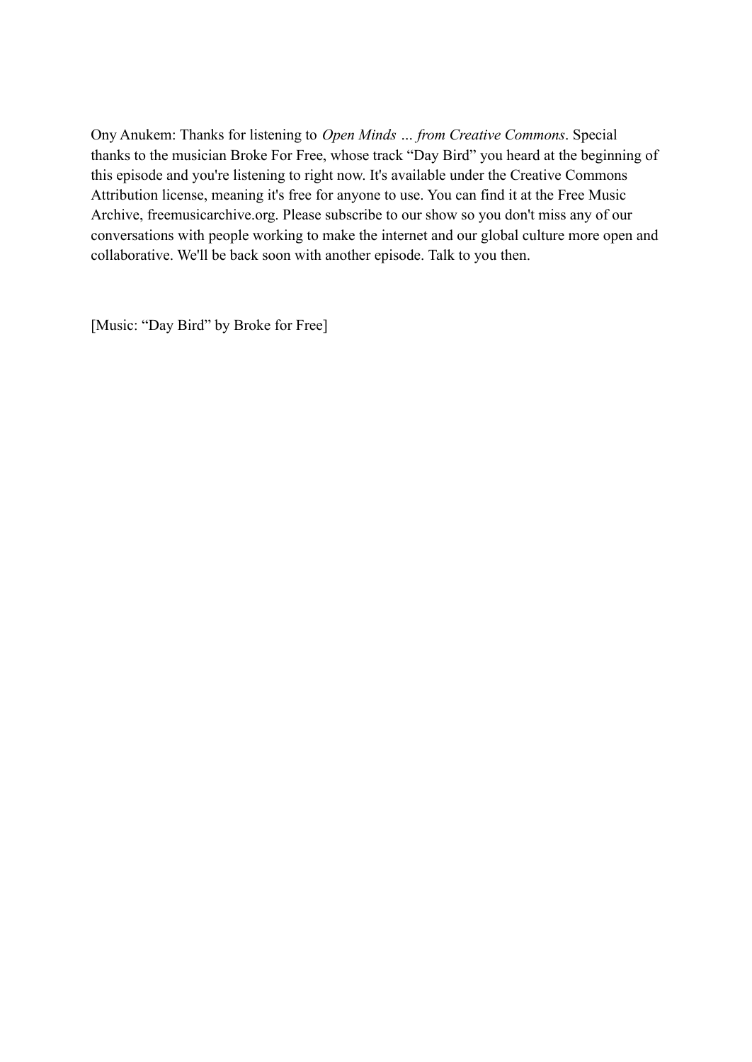Ony Anukem: Thanks for listening to *Open Minds … from Creative Commons*. Special thanks to the musician Broke For Free, whose track “Day Bird” you heard at the beginning of this episode and you're listening to right now. It's available under the Creative Commons Attribution license, meaning it's free for anyone to use. You can find it at the Free Music Archive, freemusicarchive.org. Please subscribe to our show so you don't miss any of our conversations with people working to make the internet and our global culture more open and collaborative. We'll be back soon with another episode. Talk to you then.

[Music: “Day Bird” by Broke for Free]